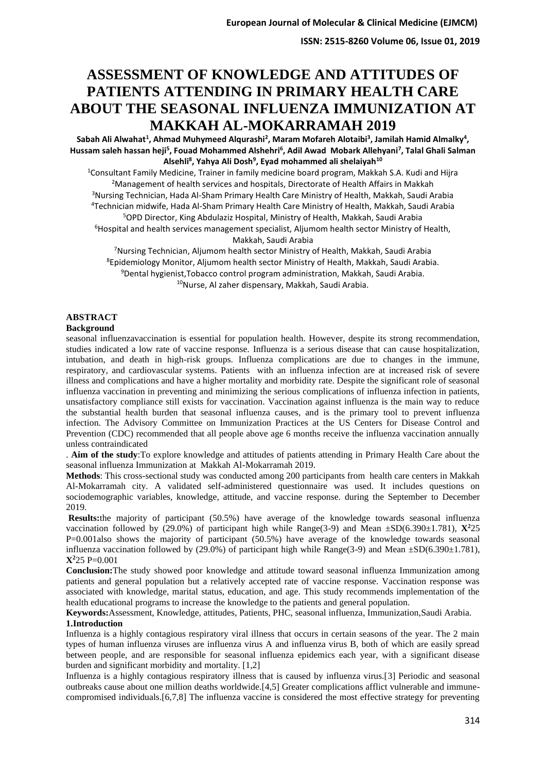# ASSESSMENT OF KNOWLEDGE AND ATTITUDES OF PATIENTS ATTENDING IN PRIMARY HEALTH CARE ABOUT THE SEASONAL INFLUENZA IMMUNIZATION AT MAKKAH AL-MOKARRAMAH 2019

**Sabah Ali Alwahat[1], Ahmad Muhymeed Alqurashi[2], Maram Mofareh Alotaibi[3], Jamilah Hamid Almalky[4], Hussam saleh hassan heji[5], Fouad Mohammed Alshehri[6], Adil Awad Mobark Allehyani[7], Talal Ghali Salman Alsehli[8], Yahya Ali Dosh[9], Eyad mohammed ali shelaiyah[10]**

[1]Consultant Family Medicine, Trainer in family medicine board program, Makkah S.A. Kudi and Hijra
[2]Management of health services and hospitals, Directorate of Health Affairs in Makkah
[3]Nursing Technician, Hada Al-Sham Primary Health Care Ministry of Health, Makkah, Saudi Arabia
[4]Technician midwife, Hada Al-Sham Primary Health Care Ministry of Health, Makkah, Saudi Arabia
[5]OPD Director, King Abdulaziz Hospital, Ministry of Health, Makkah, Saudi Arabia
[6]Hospital and health services management specialist, Aljumom health sector Ministry of Health, Makkah, Saudi Arabia
[7]Nursing Technician, Aljumom health sector Ministry of Health, Makkah, Saudi Arabia
[8]Epidemiology Monitor, Aljumom health sector Ministry of Health, Makkah, Saudi Arabia.
[9]Dental hygienist,Tobacco control program administration, Makkah, Saudi Arabia.
[10]Nurse, Al zaher dispensary, Makkah, Saudi Arabia.

## ABSTRACT

**Background**

seasonal influenzavaccination is essential for population health. However, despite its strong recommendation, studies indicated a low rate of vaccine response. Influenza is a serious disease that can cause hospitalization, intubation, and death in high-risk groups. Influenza complications are due to changes in the immune, respiratory, and cardiovascular systems. Patients with an influenza infection are at increased risk of severe illness and complications and have a higher mortality and morbidity rate. Despite the significant role of seasonal influenza vaccination in preventing and minimizing the serious complications of influenza infection in patients, unsatisfactory compliance still exists for vaccination. Vaccination against influenza is the main way to reduce the substantial health burden that seasonal influenza causes, and is the primary tool to prevent influenza infection. The Advisory Committee on Immunization Practices at the US Centers for Disease Control and Prevention (CDC) recommended that all people above age 6 months receive the influenza vaccination annually unless contraindicated

. **Aim of the study**:To explore knowledge and attitudes of patients attending in Primary Health Care about the seasonal influenza Immunization at Makkah Al-Mokarramah 2019.

**Methods**: This cross-sectional study was conducted among 200 participants from health care centers in Makkah Al-Mokarramah city. A validated self-administered questionnaire was used. It includes questions on sociodemographic variables, knowledge, attitude, and vaccine response. during the September to December 2019.

**Results:**the majority of participant (50.5%) have average of the knowledge towards seasonal influenza vaccination followed by (29.0%) of participant high while Range(3-9) and Mean ±SD(6.390±1.781), $X^2$25 P=0.001also shows the majority of participant (50.5%) have average of the knowledge towards seasonal influenza vaccination followed by (29.0%) of participant high while Range(3-9) and Mean ±SD(6.390±1.781), $X^2$25 P=0.001

**Conclusion:**The study showed poor knowledge and attitude toward seasonal influenza Immunization among patients and general population but a relatively accepted rate of vaccine response. Vaccination response was associated with knowledge, marital status, education, and age. This study recommends implementation of the health educational programs to increase the knowledge to the patients and general population.

**Keywords:**Assessment, Knowledge, attitudes, Patients, PHC, seasonal influenza, Immunization,Saudi Arabia.

## 1.Introduction

Influenza is a highly contagious respiratory viral illness that occurs in certain seasons of the year. The 2 main types of human influenza viruses are influenza virus A and influenza virus B, both of which are easily spread between people, and are responsible for seasonal influenza epidemics each year, with a significant disease burden and significant morbidity and mortality. [1,2]

Influenza is a highly contagious respiratory illness that is caused by influenza virus.[3] Periodic and seasonal outbreaks cause about one million deaths worldwide.[4,5] Greater complications afflict vulnerable and immune-compromised individuals.[6,7,8] The influenza vaccine is considered the most effective strategy for preventing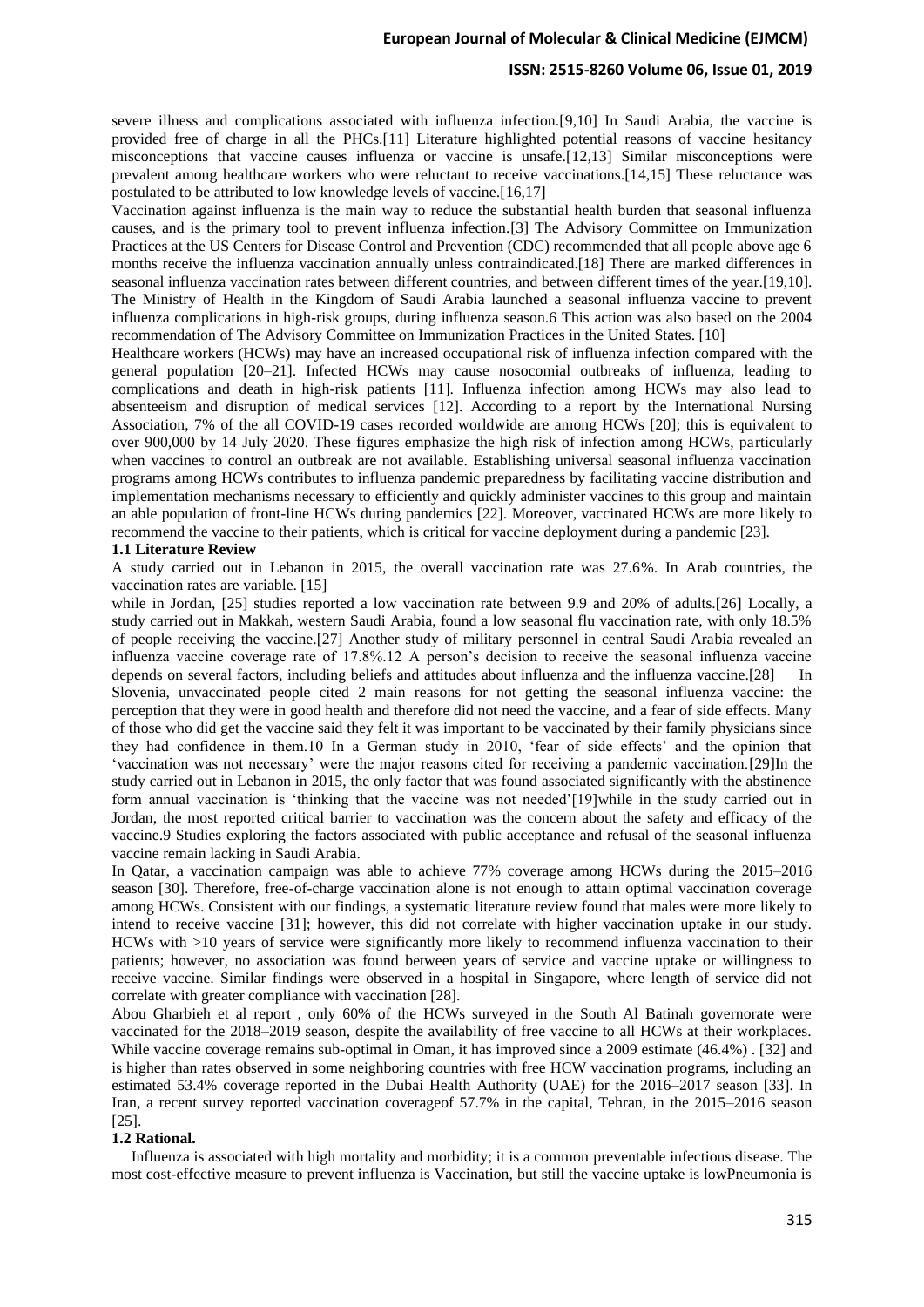severe illness and complications associated with influenza infection.[9,10] In Saudi Arabia, the vaccine is provided free of charge in all the PHCs.[11] Literature highlighted potential reasons of vaccine hesitancy misconceptions that vaccine causes influenza or vaccine is unsafe.[12,13] Similar misconceptions were prevalent among healthcare workers who were reluctant to receive vaccinations.[14,15] These reluctance was postulated to be attributed to low knowledge levels of vaccine.[16,17]

Vaccination against influenza is the main way to reduce the substantial health burden that seasonal influenza causes, and is the primary tool to prevent influenza infection.[3] The Advisory Committee on Immunization Practices at the US Centers for Disease Control and Prevention (CDC) recommended that all people above age 6 months receive the influenza vaccination annually unless contraindicated.[18] There are marked differences in seasonal influenza vaccination rates between different countries, and between different times of the year.[19,10]. The Ministry of Health in the Kingdom of Saudi Arabia launched a seasonal influenza vaccine to prevent influenza complications in high-risk groups, during influenza season.6 This action was also based on the 2004 recommendation of The Advisory Committee on Immunization Practices in the United States. [10]

Healthcare workers (HCWs) may have an increased occupational risk of influenza infection compared with the general population [20–21]. Infected HCWs may cause nosocomial outbreaks of influenza, leading to complications and death in high-risk patients [11]. Influenza infection among HCWs may also lead to absenteeism and disruption of medical services [12]. According to a report by the International Nursing Association, 7% of the all COVID-19 cases recorded worldwide are among HCWs [20]; this is equivalent to over 900,000 by 14 July 2020. These figures emphasize the high risk of infection among HCWs, particularly when vaccines to control an outbreak are not available. Establishing universal seasonal influenza vaccination programs among HCWs contributes to influenza pandemic preparedness by facilitating vaccine distribution and implementation mechanisms necessary to efficiently and quickly administer vaccines to this group and maintain an able population of front-line HCWs during pandemics [22]. Moreover, vaccinated HCWs are more likely to recommend the vaccine to their patients, which is critical for vaccine deployment during a pandemic [23].

**1.1 Literature Review**

A study carried out in Lebanon in 2015, the overall vaccination rate was 27.6%. In Arab countries, the vaccination rates are variable. [15]

while in Jordan, [25] studies reported a low vaccination rate between 9.9 and 20% of adults.[26] Locally, a study carried out in Makkah, western Saudi Arabia, found a low seasonal flu vaccination rate, with only 18.5% of people receiving the vaccine.[27] Another study of military personnel in central Saudi Arabia revealed an influenza vaccine coverage rate of 17.8%.12 A person's decision to receive the seasonal influenza vaccine depends on several factors, including beliefs and attitudes about influenza and the influenza vaccine.[28] In Slovenia, unvaccinated people cited 2 main reasons for not getting the seasonal influenza vaccine: the perception that they were in good health and therefore did not need the vaccine, and a fear of side effects. Many of those who did get the vaccine said they felt it was important to be vaccinated by their family physicians since they had confidence in them.10 In a German study in 2010, 'fear of side effects' and the opinion that 'vaccination was not necessary' were the major reasons cited for receiving a pandemic vaccination.[29]In the study carried out in Lebanon in 2015, the only factor that was found associated significantly with the abstinence form annual vaccination is 'thinking that the vaccine was not needed'[19]while in the study carried out in Jordan, the most reported critical barrier to vaccination was the concern about the safety and efficacy of the vaccine.9 Studies exploring the factors associated with public acceptance and refusal of the seasonal influenza vaccine remain lacking in Saudi Arabia.

In Qatar, a vaccination campaign was able to achieve 77% coverage among HCWs during the 2015–2016 season [30]. Therefore, free-of-charge vaccination alone is not enough to attain optimal vaccination coverage among HCWs. Consistent with our findings, a systematic literature review found that males were more likely to intend to receive vaccine [31]; however, this did not correlate with higher vaccination uptake in our study. HCWs with >10 years of service were significantly more likely to recommend influenza vaccination to their patients; however, no association was found between years of service and vaccine uptake or willingness to receive vaccine. Similar findings were observed in a hospital in Singapore, where length of service did not correlate with greater compliance with vaccination [28].

Abou Gharbieh et al report , only 60% of the HCWs surveyed in the South Al Batinah governorate were vaccinated for the 2018–2019 season, despite the availability of free vaccine to all HCWs at their workplaces. While vaccine coverage remains sub-optimal in Oman, it has improved since a 2009 estimate (46.4%) . [32] and is higher than rates observed in some neighboring countries with free HCW vaccination programs, including an estimated 53.4% coverage reported in the Dubai Health Authority (UAE) for the 2016–2017 season [33]. In Iran, a recent survey reported vaccination coverageof 57.7% in the capital, Tehran, in the 2015–2016 season [25].

**1.2 Rational.**

Influenza is associated with high mortality and morbidity; it is a common preventable infectious disease. The most cost-effective measure to prevent influenza is Vaccination, but still the vaccine uptake is lowPneumonia is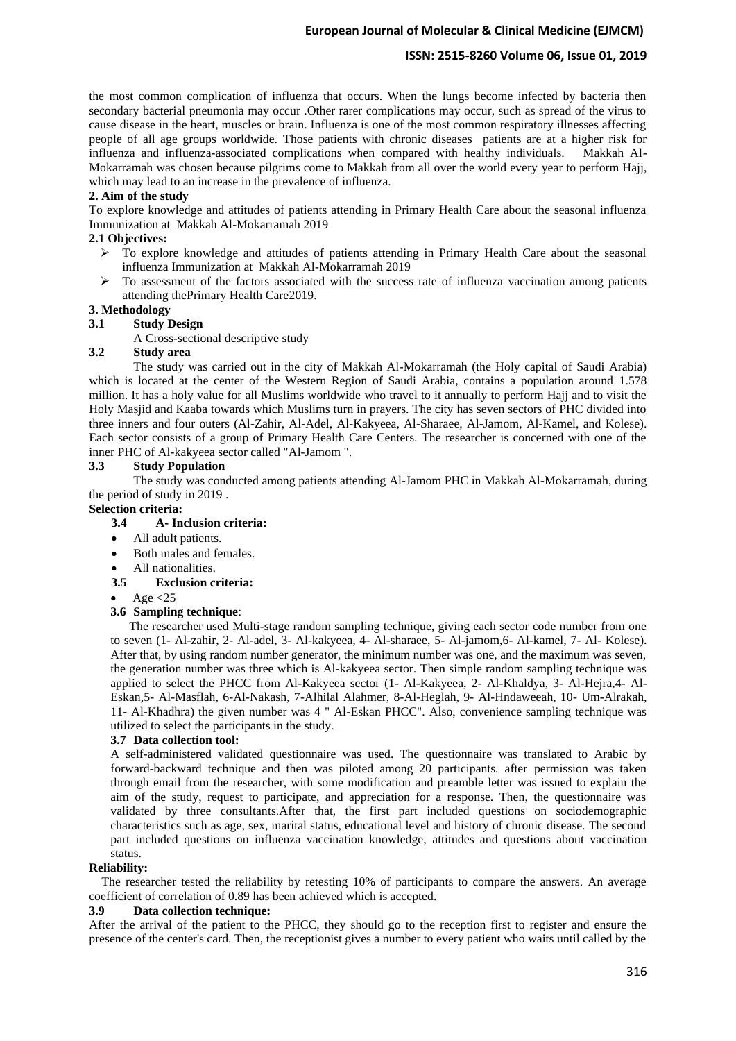the most common complication of influenza that occurs. When the lungs become infected by bacteria then secondary bacterial pneumonia may occur .Other rarer complications may occur, such as spread of the virus to cause disease in the heart, muscles or brain. Influenza is one of the most common respiratory illnesses affecting people of all age groups worldwide. Those patients with chronic diseases patients are at a higher risk for influenza and influenza-associated complications when compared with healthy individuals. Makkah Al-Mokarramah was chosen because pilgrims come to Makkah from all over the world every year to perform Hajj, which may lead to an increase in the prevalence of influenza.

**2. Aim of the study**

To explore knowledge and attitudes of patients attending in Primary Health Care about the seasonal influenza Immunization at Makkah Al-Mokarramah 2019

**2.1 Objectives:**

- To explore knowledge and attitudes of patients attending in Primary Health Care about the seasonal influenza Immunization at Makkah Al-Mokarramah 2019
- To assessment of the factors associated with the success rate of influenza vaccination among patients attending thePrimary Health Care2019.

**3. Methodology**

**3.1 Study Design**

A Cross-sectional descriptive study

**3.2 Study area**

The study was carried out in the city of Makkah Al-Mokarramah (the Holy capital of Saudi Arabia) which is located at the center of the Western Region of Saudi Arabia, contains a population around 1.578 million. It has a holy value for all Muslims worldwide who travel to it annually to perform Hajj and to visit the Holy Masjid and Kaaba towards which Muslims turn in prayers. The city has seven sectors of PHC divided into three inners and four outers (Al-Zahir, Al-Adel, Al-Kakyeea, Al-Sharaee, Al-Jamom, Al-Kamel, and Kolese). Each sector consists of a group of Primary Health Care Centers. The researcher is concerned with one of the inner PHC of Al-kakyeea sector called "Al-Jamom ".

**3.3 Study Population**

The study was conducted among patients attending Al-Jamom PHC in Makkah Al-Mokarramah, during the period of study in 2019 .

**Selection criteria:**

**3.4 A- Inclusion criteria:**

- All adult patients.
- Both males and females.
- All nationalities.

**3.5 Exclusion criteria:**

- Age <25

**3.6 Sampling technique**:

The researcher used Multi-stage random sampling technique, giving each sector code number from one to seven (1- Al-zahir, 2- Al-adel, 3- Al-kakyeea, 4- Al-sharaee, 5- Al-jamom,6- Al-kamel, 7- Al- Kolese). After that, by using random number generator, the minimum number was one, and the maximum was seven, the generation number was three which is Al-kakyeea sector. Then simple random sampling technique was applied to select the PHCC from Al-Kakyeea sector (1- Al-Kakyeea, 2- Al-Khaldya, 3- Al-Hejra,4- Al-Eskan,5- Al-Masflah, 6-Al-Nakash, 7-Alhilal Alahmer, 8-Al-Heglah, 9- Al-Hndaweeah, 10- Um-Alrakah, 11- Al-Khadhra) the given number was 4 " Al-Eskan PHCC". Also, convenience sampling technique was utilized to select the participants in the study.

**3.7 Data collection tool:**

A self-administered validated questionnaire was used. The questionnaire was translated to Arabic by forward-backward technique and then was piloted among 20 participants. after permission was taken through email from the researcher, with some modification and preamble letter was issued to explain the aim of the study, request to participate, and appreciation for a response. Then, the questionnaire was validated by three consultants.After that, the first part included questions on sociodemographic characteristics such as age, sex, marital status, educational level and history of chronic disease. The second part included questions on influenza vaccination knowledge, attitudes and questions about vaccination status.

**Reliability:**

The researcher tested the reliability by retesting 10% of participants to compare the answers. An average coefficient of correlation of 0.89 has been achieved which is accepted.

**3.9 Data collection technique:**

After the arrival of the patient to the PHCC, they should go to the reception first to register and ensure the presence of the center's card. Then, the receptionist gives a number to every patient who waits until called by the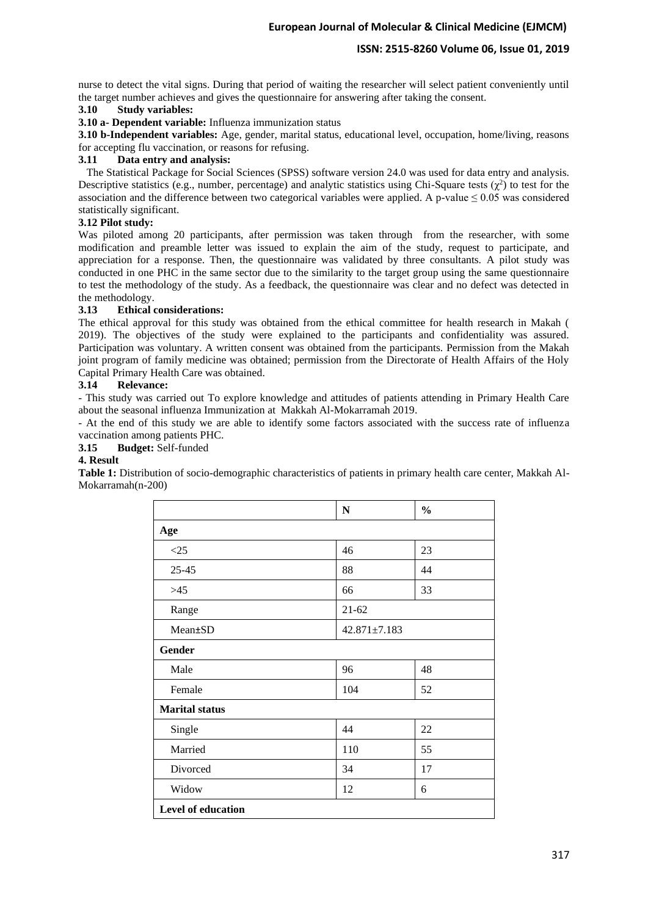nurse to detect the vital signs. During that period of waiting the researcher will select patient conveniently until the target number achieves and gives the questionnaire for answering after taking the consent.

### 3.10 Study variables:

**3.10 a- Dependent variable:** Influenza immunization status

**3.10 b-Independent variables:** Age, gender, marital status, educational level, occupation, home/living, reasons for accepting flu vaccination, or reasons for refusing.

### 3.11 Data entry and analysis:

The Statistical Package for Social Sciences (SPSS) software version 24.0 was used for data entry and analysis. Descriptive statistics (e.g., number, percentage) and analytic statistics using Chi-Square tests ($\chi^2$) to test for the association and the difference between two categorical variables were applied. A p-value $\leq 0.05$ was considered statistically significant.

### 3.12 Pilot study:

Was piloted among 20 participants, after permission was taken through from the researcher, with some modification and preamble letter was issued to explain the aim of the study, request to participate, and appreciation for a response. Then, the questionnaire was validated by three consultants. A pilot study was conducted in one PHC in the same sector due to the similarity to the target group using the same questionnaire to test the methodology of the study. As a feedback, the questionnaire was clear and no defect was detected in the methodology.

### 3.13 Ethical considerations:

The ethical approval for this study was obtained from the ethical committee for health research in Makah ( 2019). The objectives of the study were explained to the participants and confidentiality was assured. Participation was voluntary. A written consent was obtained from the participants. Permission from the Makah joint program of family medicine was obtained; permission from the Directorate of Health Affairs of the Holy Capital Primary Health Care was obtained.

### 3.14 Relevance:

- This study was carried out To explore knowledge and attitudes of patients attending in Primary Health Care about the seasonal influenza Immunization at Makkah Al-Mokarramah 2019.
- At the end of this study we are able to identify some factors associated with the success rate of influenza vaccination among patients PHC.

### 3.15 Budget: Self-funded

## 4. Result

**Table 1:** Distribution of socio-demographic characteristics of patients in primary health care center, Makkah Al-Mokarramah(n-200)

| | N | % |
|---|---|---|
| **Age** | | |
| <25 | 46 | 23 |
| 25-45 | 88 | 44 |
| >45 | 66 | 33 |
| Range | 21-62 | |
| Mean±SD | 42.871±7.183 | |
| **Gender** | | |
| Male | 96 | 48 |
| Female | 104 | 52 |
| **Marital status** | | |
| Single | 44 | 22 |
| Married | 110 | 55 |
| Divorced | 34 | 17 |
| Widow | 12 | 6 |
| **Level of education** | | |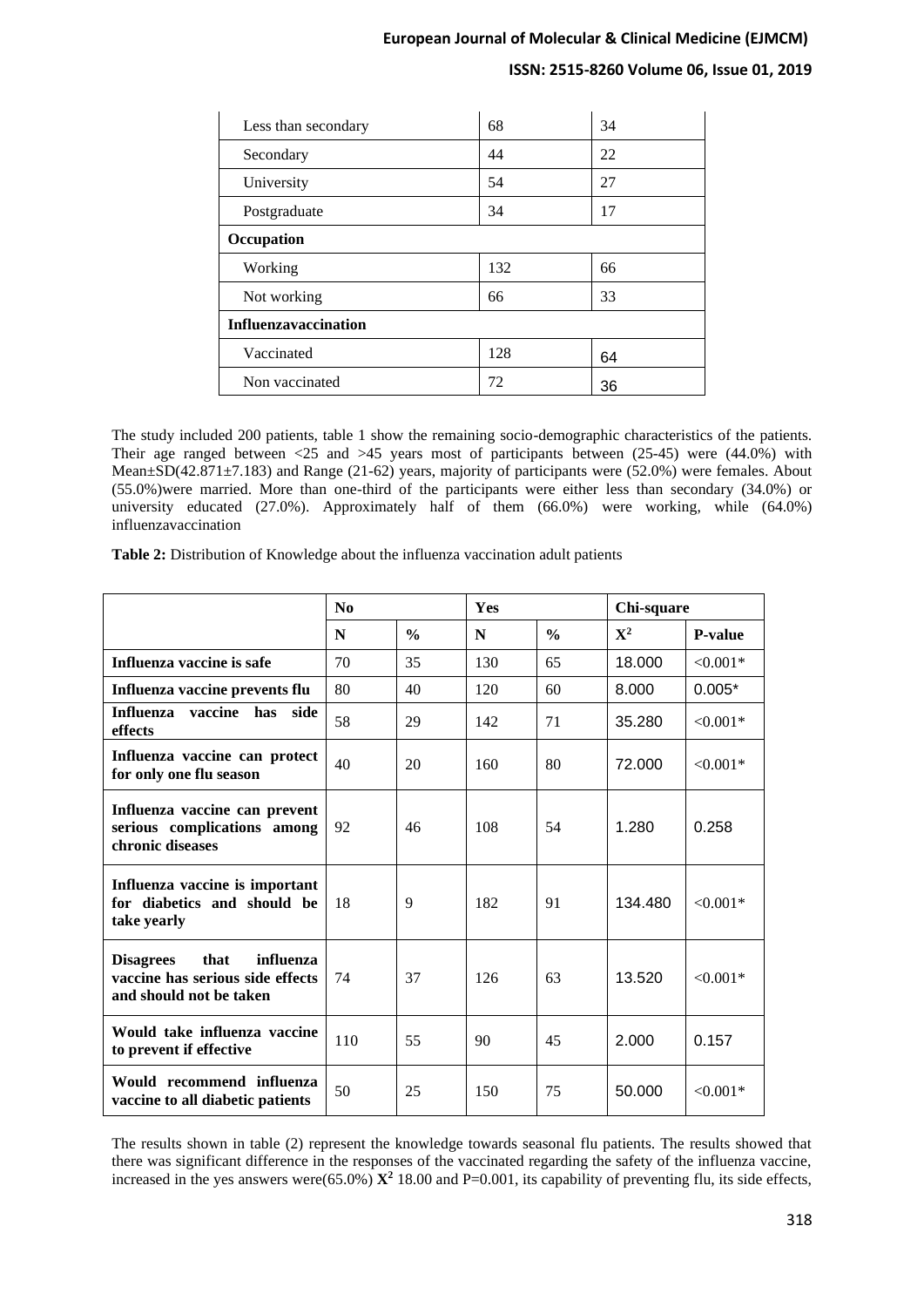| | | |
|---|---|---|
| Less than secondary | 68 | 34 |
| Secondary | 44 | 22 |
| University | 54 | 27 |
| Postgraduate | 34 | 17 |
| **Occupation** | | |
| Working | 132 | 66 |
| Not working | 66 | 33 |
| **Influenzavaccination** | | |
| Vaccinated | 128 | 64 |
| Non vaccinated | 72 | 36 |

The study included 200 patients, table 1 show the remaining socio-demographic characteristics of the patients. Their age ranged between <25 and >45 years most of participants between (25-45) were (44.0%) with Mean±SD(42.871±7.183) and Range (21-62) years, majority of participants were (52.0%) were females. About (55.0%)were married. More than one-third of the participants were either less than secondary (34.0%) or university educated (27.0%). Approximately half of them (66.0%) were working, while (64.0%) influenzavaccination

**Table 2:** Distribution of Knowledge about the influenza vaccination adult patients

| | No | | Yes | | Chi-square | |
|---|---|---|---|---|---|---|
| | **N** | **%** | **N** | **%** | $X^2$ | **P-value** |
| **Influenza vaccine is safe** | 70 | 35 | 130 | 65 | 18.000 | <0.001* |
| **Influenza vaccine prevents flu** | 80 | 40 | 120 | 60 | 8.000 | 0.005* |
| **Influenza vaccine has side effects** | 58 | 29 | 142 | 71 | 35.280 | <0.001* |
| **Influenza vaccine can protect for only one flu season** | 40 | 20 | 160 | 80 | 72.000 | <0.001* |
| **Influenza vaccine can prevent serious complications among chronic diseases** | 92 | 46 | 108 | 54 | 1.280 | 0.258 |
| **Influenza vaccine is important for diabetics and should be take yearly** | 18 | 9 | 182 | 91 | 134.480 | <0.001* |
| **Disagrees that influenza vaccine has serious side effects and should not be taken** | 74 | 37 | 126 | 63 | 13.520 | <0.001* |
| **Would take influenza vaccine to prevent if effective** | 110 | 55 | 90 | 45 | 2.000 | 0.157 |
| **Would recommend influenza vaccine to all diabetic patients** | 50 | 25 | 150 | 75 | 50.000 | <0.001* |

The results shown in table (2) represent the knowledge towards seasonal flu patients. The results showed that there was significant difference in the responses of the vaccinated regarding the safety of the influenza vaccine, increased in the yes answers were(65.0%) $X^2$ 18.00 and P=0.001, its capability of preventing flu, its side effects,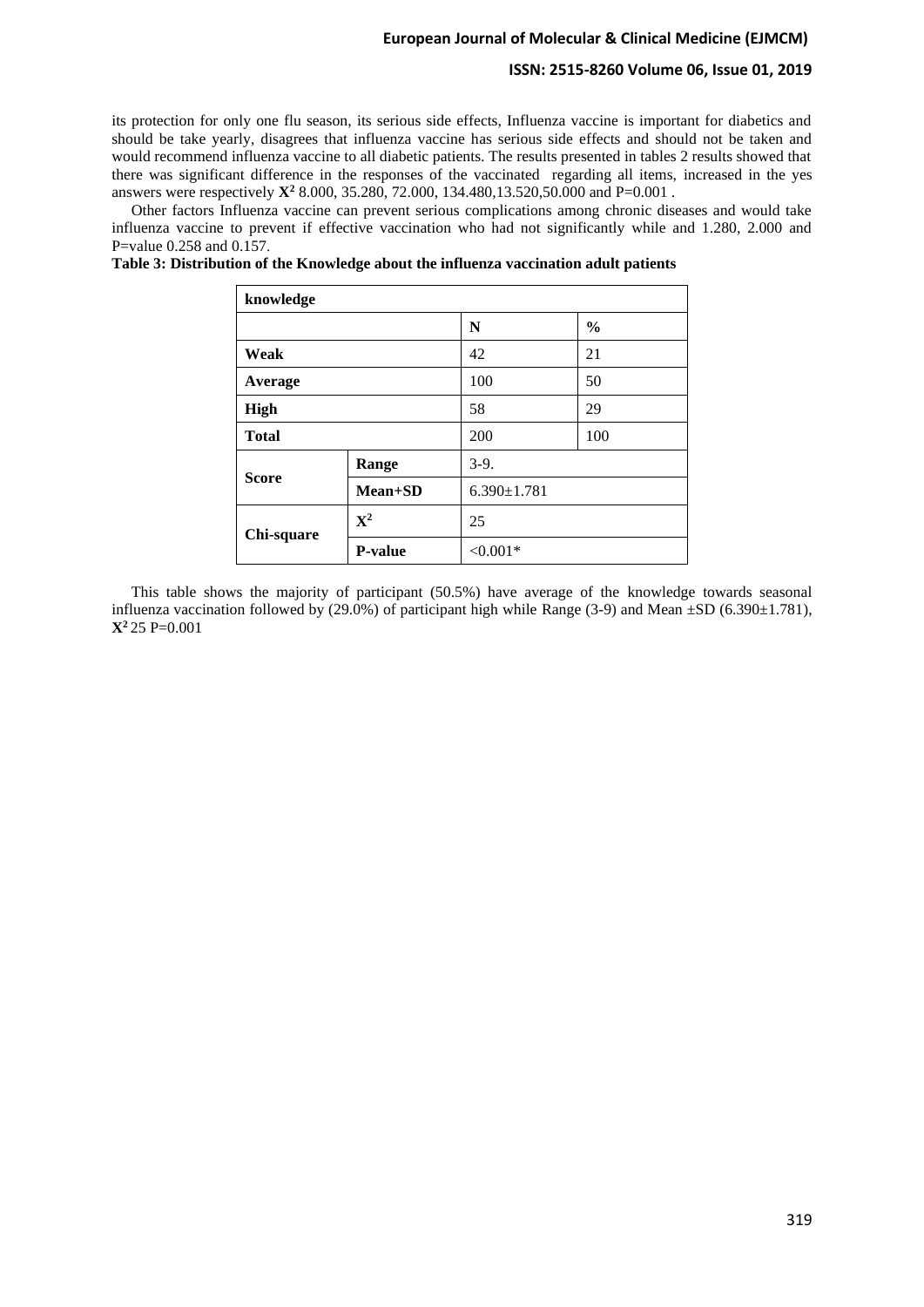its protection for only one flu season, its serious side effects, Influenza vaccine is important for diabetics and should be take yearly, disagrees that influenza vaccine has serious side effects and should not be taken and would recommend influenza vaccine to all diabetic patients. The results presented in tables 2 results showed that there was significant difference in the responses of the vaccinated regarding all items, increased in the yes answers were respectively **$X^2$** 8.000, 35.280, 72.000, 134.480,13.520,50.000 and P=0.001 .

Other factors Influenza vaccine can prevent serious complications among chronic diseases and would take influenza vaccine to prevent if effective vaccination who had not significantly while and 1.280, 2.000 and P=value 0.258 and 0.157.

**Table 3: Distribution of the Knowledge about the influenza vaccination adult patients**

| **knowledge** | | | |
|---|---|---|---|
| | | **N** | **%** |
| **Weak** | | 42 | 21 |
| **Average** | | 100 | 50 |
| **High** | | 58 | 29 |
| **Total** | | 200 | 100 |
| **Score** | **Range** | 3-9. | |
| | **Mean+SD** | 6.390±1.781 | |
| **Chi-square** | **$X^2$** | 25 | |
| | **P-value** | <0.001* | |

This table shows the majority of participant (50.5%) have average of the knowledge towards seasonal influenza vaccination followed by (29.0%) of participant high while Range (3-9) and Mean ±SD (6.390±1.781), **$X^2$** 25 P=0.001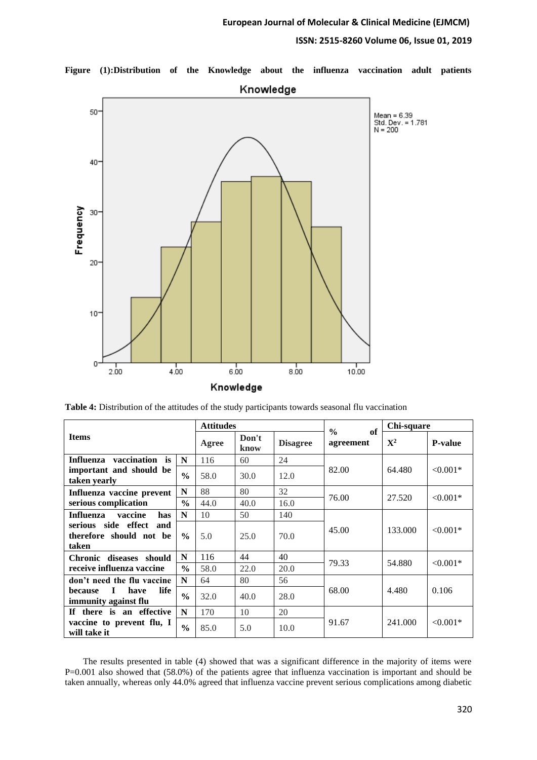**Figure (1):Distribution of the Knowledge about the influenza vaccination adult patients**

**Table 4:** Distribution of the attitudes of the study participants towards seasonal flu vaccination

| Items | | Attitudes | | | % of agreement | Chi-square | |
|---|---|---|---|---|---|---|---|
| | | Agree | Don't know | Disagree | | $X^2$ | P-value |
| **Influenza vaccination is important and should be taken yearly** | **N** | 116 | 60 | 24 | 82.00 | 64.480 | <0.001* |
| | **%** | 58.0 | 30.0 | 12.0 | | | |
| **Influenza vaccine prevent serious complication** | **N** | 88 | 80 | 32 | 76.00 | 27.520 | <0.001* |
| | **%** | 44.0 | 40.0 | 16.0 | | | |
| **Influenza vaccine has serious side effect and therefore should not be taken** | **N** | 10 | 50 | 140 | 45.00 | 133.000 | <0.001* |
| | **%** | 5.0 | 25.0 | 70.0 | | | |
| **Chronic diseases should receive influenza vaccine** | **N** | 116 | 44 | 40 | 79.33 | 54.880 | <0.001* |
| | **%** | 58.0 | 22.0 | 20.0 | | | |
| **don't need the flu vaccine because I have life immunity against flu** | **N** | 64 | 80 | 56 | 68.00 | 4.480 | 0.106 |
| | **%** | 32.0 | 40.0 | 28.0 | | | |
| **If there is an effective vaccine to prevent flu, I will take it** | **N** | 170 | 10 | 20 | 91.67 | 241.000 | <0.001* |
| | **%** | 85.0 | 5.0 | 10.0 | | | |

The results presented in table (4) showed that was a significant difference in the majority of items were P=0.001 also showed that (58.0%) of the patients agree that influenza vaccination is important and should be taken annually, whereas only 44.0% agreed that influenza vaccine prevent serious complications among diabetic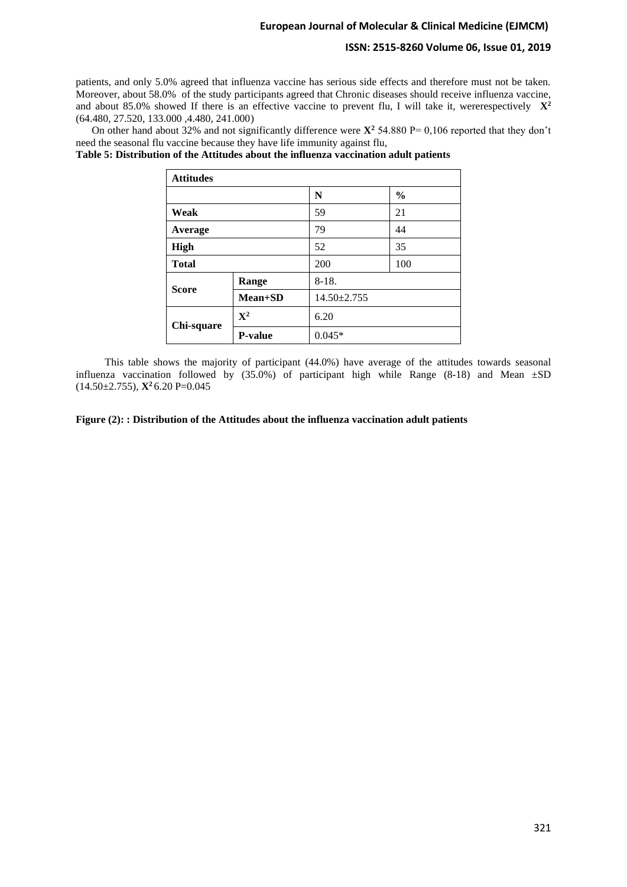patients, and only 5.0% agreed that influenza vaccine has serious side effects and therefore must not be taken. Moreover, about 58.0% of the study participants agreed that Chronic diseases should receive influenza vaccine, and about 85.0% showed If there is an effective vaccine to prevent flu, I will take it, wererespectively $X^2$ (64.480, 27.520, 133.000 ,4.480, 241.000)

On other hand about 32% and not significantly difference were $X^2$ 54.880 P= 0,106 reported that they don't need the seasonal flu vaccine because they have life immunity against flu,

**Table 5: Distribution of the Attitudes about the influenza vaccination adult patients**

| **Attitudes** | | | |
|---|---|---|---|
| | | **N** | **%** |
| **Weak** | | 59 | 21 |
| **Average** | | 79 | 44 |
| **High** | | 52 | 35 |
| **Total** | | 200 | 100 |
| **Score** | **Range** | 8-18. | |
| | **Mean+SD** | 14.50±2.755 | |
| **Chi-square** | $X^2$ | 6.20 | |
| | **P-value** | 0.045* | |

This table shows the majority of participant (44.0%) have average of the attitudes towards seasonal influenza vaccination followed by (35.0%) of participant high while Range (8-18) and Mean ±SD (14.50±2.755), $X^2$ 6.20 P=0.045

**Figure (2): : Distribution of the Attitudes about the influenza vaccination adult patients**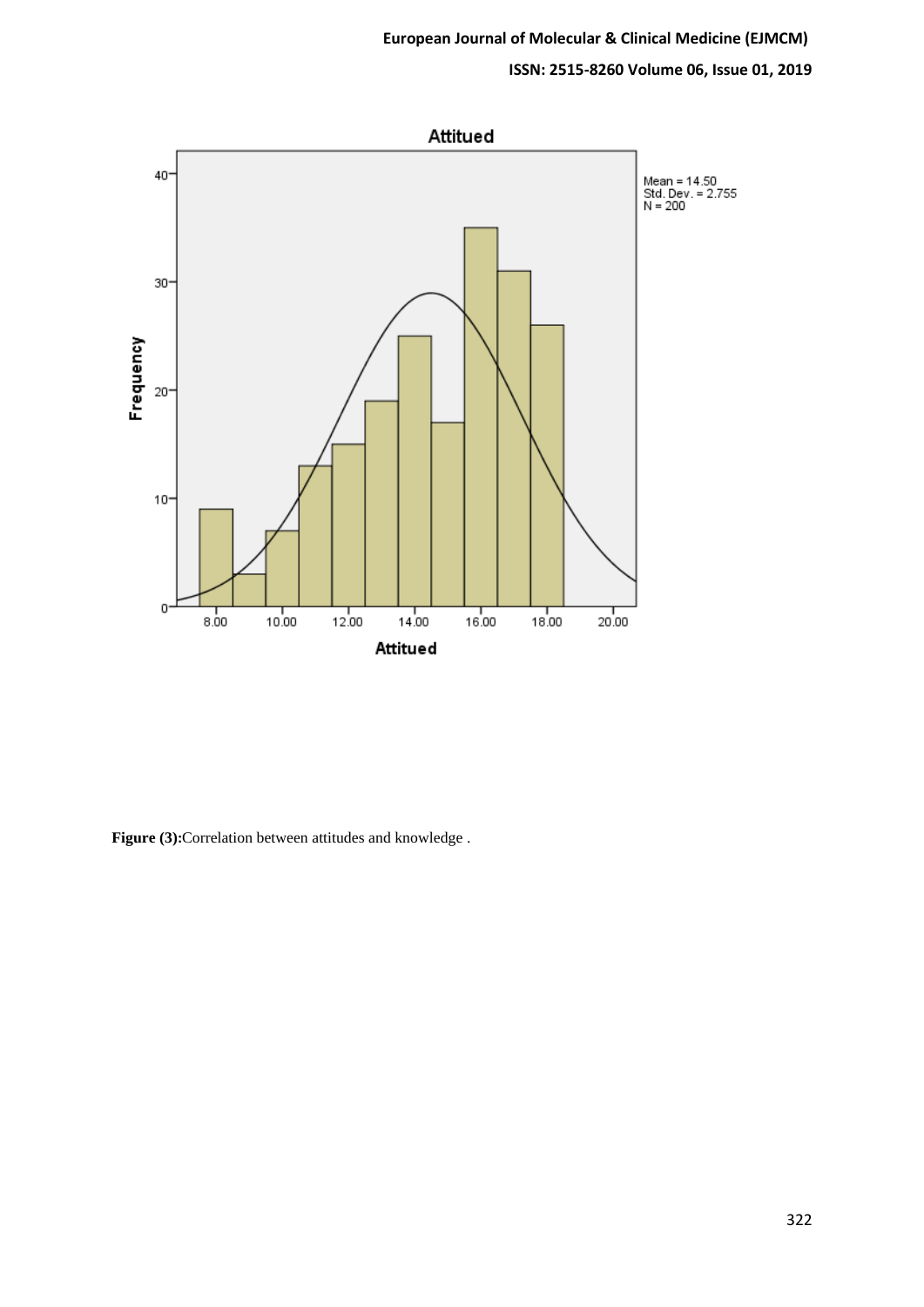**Figure (3):**Correlation between attitudes and knowledge .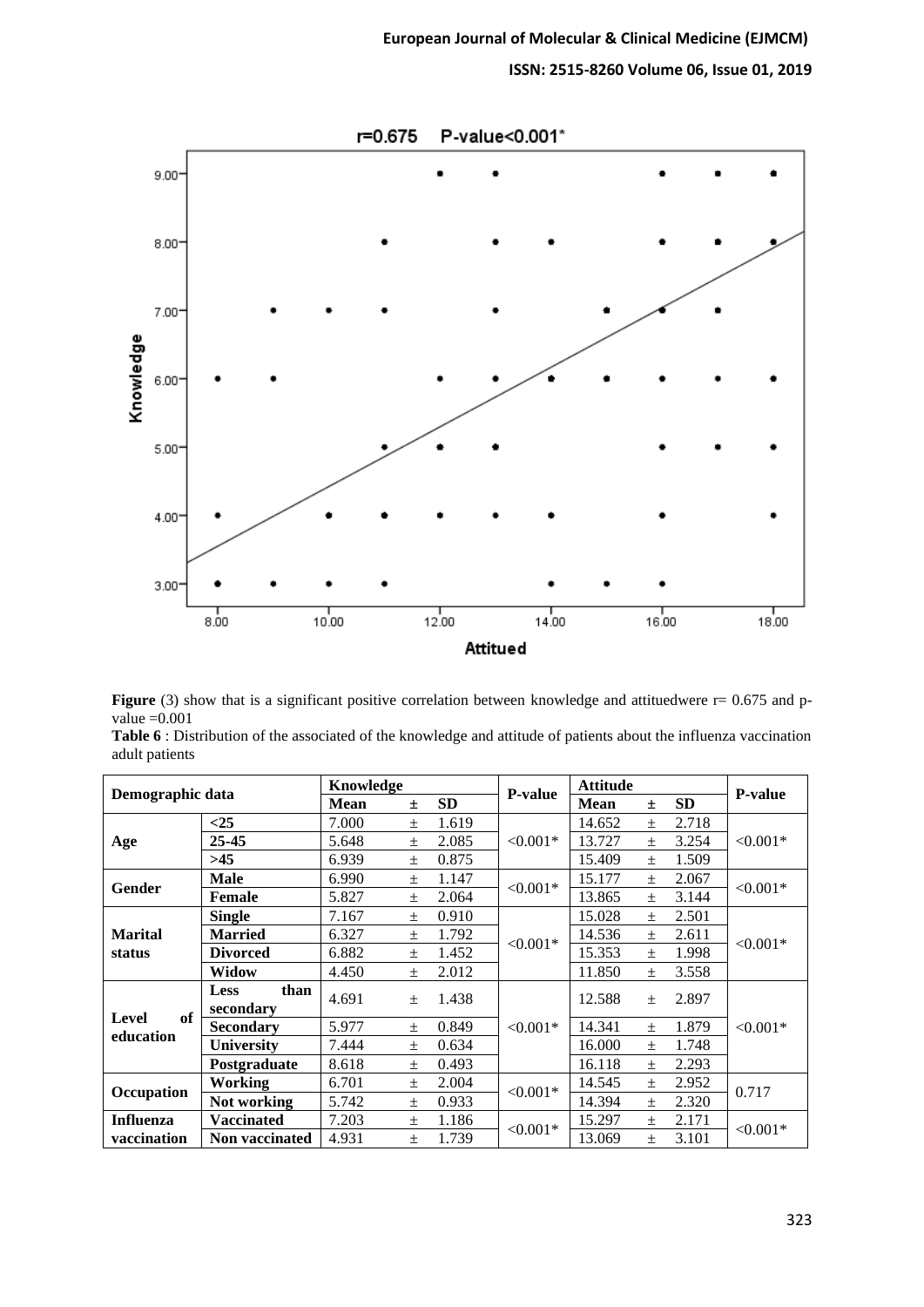**Figure** (3) show that is a significant positive correlation between knowledge and attituedwere r= 0.675 and p-value =0.001

**Table 6** : Distribution of the associated of the knowledge and attitude of patients about the influenza vaccination adult patients

| Demographic data | | Knowledge | | | P-value | Attitude | | | P-value |
|---|---|---|---|---|---|---|---|---|---|
| | | **Mean** | **±** | **SD** | | **Mean** | **±** | **SD** | |
| **Age** | **<25** | 7.000 | ± | 1.619 | <0.001* | 14.652 | ± | 2.718 | <0.001* |
| | **25-45** | 5.648 | ± | 2.085 | | 13.727 | ± | 3.254 | |
| | **>45** | 6.939 | ± | 0.875 | | 15.409 | ± | 1.509 | |
| **Gender** | **Male** | 6.990 | ± | 1.147 | <0.001* | 15.177 | ± | 2.067 | <0.001* |
| | **Female** | 5.827 | ± | 2.064 | | 13.865 | ± | 3.144 | |
| **Marital status** | **Single** | 7.167 | ± | 0.910 | <0.001* | 15.028 | ± | 2.501 | <0.001* |
| | **Married** | 6.327 | ± | 1.792 | | 14.536 | ± | 2.611 | |
| | **Divorced** | 6.882 | ± | 1.452 | | 15.353 | ± | 1.998 | |
| | **Widow** | 4.450 | ± | 2.012 | | 11.850 | ± | 3.558 | |
| **Level of education** | **Less than secondary** | 4.691 | ± | 1.438 | <0.001* | 12.588 | ± | 2.897 | <0.001* |
| | **Secondary** | 5.977 | ± | 0.849 | | 14.341 | ± | 1.879 | |
| | **University** | 7.444 | ± | 0.634 | | 16.000 | ± | 1.748 | |
| | **Postgraduate** | 8.618 | ± | 0.493 | | 16.118 | ± | 2.293 | |
| **Occupation** | **Working** | 6.701 | ± | 2.004 | <0.001* | 14.545 | ± | 2.952 | 0.717 |
| | **Not working** | 5.742 | ± | 0.933 | | 14.394 | ± | 2.320 | |
| **Influenza vaccination** | **Vaccinated** | 7.203 | ± | 1.186 | <0.001* | 15.297 | ± | 2.171 | <0.001* |
| | **Non vaccinated** | 4.931 | ± | 1.739 | | 13.069 | ± | 3.101 | |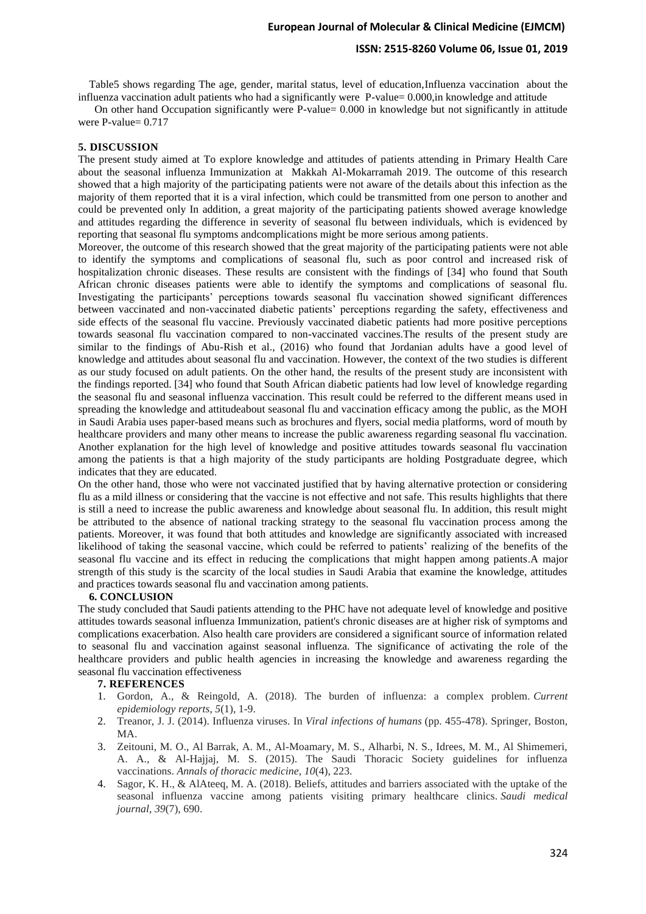Table5 shows regarding The age, gender, marital status, level of education,Influenza vaccination about the influenza vaccination adult patients who had a significantly were P-value= 0.000,in knowledge and attitude

On other hand Occupation significantly were P-value= 0.000 in knowledge but not significantly in attitude were P-value= 0.717

## 5. DISCUSSION

The present study aimed at To explore knowledge and attitudes of patients attending in Primary Health Care about the seasonal influenza Immunization at Makkah Al-Mokarramah 2019. The outcome of this research showed that a high majority of the participating patients were not aware of the details about this infection as the majority of them reported that it is a viral infection, which could be transmitted from one person to another and could be prevented only In addition, a great majority of the participating patients showed average knowledge and attitudes regarding the difference in severity of seasonal flu between individuals, which is evidenced by reporting that seasonal flu symptoms andcomplications might be more serious among patients.

Moreover, the outcome of this research showed that the great majority of the participating patients were not able to identify the symptoms and complications of seasonal flu, such as poor control and increased risk of hospitalization chronic diseases. These results are consistent with the findings of [34] who found that South African chronic diseases patients were able to identify the symptoms and complications of seasonal flu. Investigating the participants' perceptions towards seasonal flu vaccination showed significant differences between vaccinated and non-vaccinated diabetic patients' perceptions regarding the safety, effectiveness and side effects of the seasonal flu vaccine. Previously vaccinated diabetic patients had more positive perceptions towards seasonal flu vaccination compared to non-vaccinated vaccines.The results of the present study are similar to the findings of Abu-Rish et al., (2016) who found that Jordanian adults have a good level of knowledge and attitudes about seasonal flu and vaccination. However, the context of the two studies is different as our study focused on adult patients. On the other hand, the results of the present study are inconsistent with the findings reported. [34] who found that South African diabetic patients had low level of knowledge regarding the seasonal flu and seasonal influenza vaccination. This result could be referred to the different means used in spreading the knowledge and attitudeabout seasonal flu and vaccination efficacy among the public, as the MOH in Saudi Arabia uses paper-based means such as brochures and flyers, social media platforms, word of mouth by healthcare providers and many other means to increase the public awareness regarding seasonal flu vaccination. Another explanation for the high level of knowledge and positive attitudes towards seasonal flu vaccination among the patients is that a high majority of the study participants are holding Postgraduate degree, which indicates that they are educated.

On the other hand, those who were not vaccinated justified that by having alternative protection or considering flu as a mild illness or considering that the vaccine is not effective and not safe. This results highlights that there is still a need to increase the public awareness and knowledge about seasonal flu. In addition, this result might be attributed to the absence of national tracking strategy to the seasonal flu vaccination process among the patients. Moreover, it was found that both attitudes and knowledge are significantly associated with increased likelihood of taking the seasonal vaccine, which could be referred to patients' realizing of the benefits of the seasonal flu vaccine and its effect in reducing the complications that might happen among patients.A major strength of this study is the scarcity of the local studies in Saudi Arabia that examine the knowledge, attitudes and practices towards seasonal flu and vaccination among patients.

## 6. CONCLUSION

The study concluded that Saudi patients attending to the PHC have not adequate level of knowledge and positive attitudes towards seasonal influenza Immunization, patient's chronic diseases are at higher risk of symptoms and complications exacerbation. Also health care providers are considered a significant source of information related to seasonal flu and vaccination against seasonal influenza. The significance of activating the role of the healthcare providers and public health agencies in increasing the knowledge and awareness regarding the seasonal flu vaccination effectiveness

## 7. REFERENCES

1. Gordon, A., & Reingold, A. (2018). The burden of influenza: a complex problem. *Current epidemiology reports*, *5*(1), 1-9.
2. Treanor, J. J. (2014). Influenza viruses. In *Viral infections of humans* (pp. 455-478). Springer, Boston, MA.
3. Zeitouni, M. O., Al Barrak, A. M., Al-Moamary, M. S., Alharbi, N. S., Idrees, M. M., Al Shimemeri, A. A., & Al-Hajjaj, M. S. (2015). The Saudi Thoracic Society guidelines for influenza vaccinations. *Annals of thoracic medicine*, *10*(4), 223.
4. Sagor, K. H., & AlAteeq, M. A. (2018). Beliefs, attitudes and barriers associated with the uptake of the seasonal influenza vaccine among patients visiting primary healthcare clinics. *Saudi medical journal*, *39*(7), 690.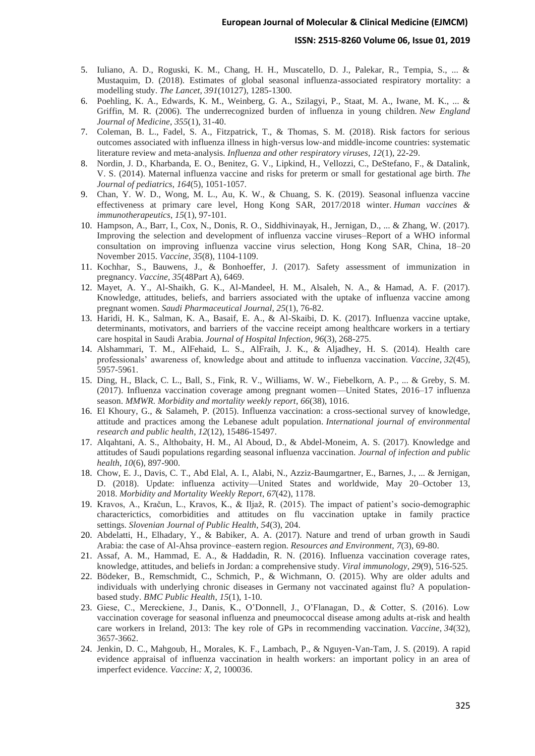5. Iuliano, A. D., Roguski, K. M., Chang, H. H., Muscatello, D. J., Palekar, R., Tempia, S., ... & Mustaquim, D. (2018). Estimates of global seasonal influenza-associated respiratory mortality: a modelling study. *The Lancet*, *391*(10127), 1285-1300.
6. Poehling, K. A., Edwards, K. M., Weinberg, G. A., Szilagyi, P., Staat, M. A., Iwane, M. K., ... & Griffin, M. R. (2006). The underrecognized burden of influenza in young children. *New England Journal of Medicine*, *355*(1), 31-40.
7. Coleman, B. L., Fadel, S. A., Fitzpatrick, T., & Thomas, S. M. (2018). Risk factors for serious outcomes associated with influenza illness in high-versus low-and middle-income countries: systematic literature review and meta-analysis. *Influenza and other respiratory viruses*, *12*(1), 22-29.
8. Nordin, J. D., Kharbanda, E. O., Benitez, G. V., Lipkind, H., Vellozzi, C., DeStefano, F., & Datalink, V. S. (2014). Maternal influenza vaccine and risks for preterm or small for gestational age birth. *The Journal of pediatrics*, *164*(5), 1051-1057.
9. Chan, Y. W. D., Wong, M. L., Au, K. W., & Chuang, S. K. (2019). Seasonal influenza vaccine effectiveness at primary care level, Hong Kong SAR, 2017/2018 winter. *Human vaccines & immunotherapeutics*, *15*(1), 97-101.
10. Hampson, A., Barr, I., Cox, N., Donis, R. O., Siddhivinayak, H., Jernigan, D., ... & Zhang, W. (2017). Improving the selection and development of influenza vaccine viruses–Report of a WHO informal consultation on improving influenza vaccine virus selection, Hong Kong SAR, China, 18–20 November 2015. *Vaccine*, *35*(8), 1104-1109.
11. Kochhar, S., Bauwens, J., & Bonhoeffer, J. (2017). Safety assessment of immunization in pregnancy. *Vaccine*, *35*(48Part A), 6469.
12. Mayet, A. Y., Al-Shaikh, G. K., Al-Mandeel, H. M., Alsaleh, N. A., & Hamad, A. F. (2017). Knowledge, attitudes, beliefs, and barriers associated with the uptake of influenza vaccine among pregnant women. *Saudi Pharmaceutical Journal*, *25*(1), 76-82.
13. Haridi, H. K., Salman, K. A., Basaif, E. A., & Al-Skaibi, D. K. (2017). Influenza vaccine uptake, determinants, motivators, and barriers of the vaccine receipt among healthcare workers in a tertiary care hospital in Saudi Arabia. *Journal of Hospital Infection*, *96*(3), 268-275.
14. Alshammari, T. M., AlFehaid, L. S., AlFraih, J. K., & Aljadhey, H. S. (2014). Health care professionals' awareness of, knowledge about and attitude to influenza vaccination. *Vaccine*, *32*(45), 5957-5961.
15. Ding, H., Black, C. L., Ball, S., Fink, R. V., Williams, W. W., Fiebelkorn, A. P., ... & Greby, S. M. (2017). Influenza vaccination coverage among pregnant women—United States, 2016–17 influenza season. *MMWR. Morbidity and mortality weekly report*, *66*(38), 1016.
16. El Khoury, G., & Salameh, P. (2015). Influenza vaccination: a cross-sectional survey of knowledge, attitude and practices among the Lebanese adult population. *International journal of environmental research and public health*, *12*(12), 15486-15497.
17. Alqahtani, A. S., Althobaity, H. M., Al Aboud, D., & Abdel-Moneim, A. S. (2017). Knowledge and attitudes of Saudi populations regarding seasonal influenza vaccination. *Journal of infection and public health*, *10*(6), 897-900.
18. Chow, E. J., Davis, C. T., Abd Elal, A. I., Alabi, N., Azziz-Baumgartner, E., Barnes, J., ... & Jernigan, D. (2018). Update: influenza activity—United States and worldwide, May 20–October 13, 2018. *Morbidity and Mortality Weekly Report*, *67*(42), 1178.
19. Kravos, A., Kračun, L., Kravos, K., & Iljaž, R. (2015). The impact of patient's socio-demographic characterictics, comorbidities and attitudes on flu vaccination uptake in family practice settings. *Slovenian Journal of Public Health*, *54*(3), 204.
20. Abdelatti, H., Elhadary, Y., & Babiker, A. A. (2017). Nature and trend of urban growth in Saudi Arabia: the case of Al-Ahsa province–eastern region. *Resources and Environment*, *7*(3), 69-80.
21. Assaf, A. M., Hammad, E. A., & Haddadin, R. N. (2016). Influenza vaccination coverage rates, knowledge, attitudes, and beliefs in Jordan: a comprehensive study. *Viral immunology*, *29*(9), 516-525.
22. Bödeker, B., Remschmidt, C., Schmich, P., & Wichmann, O. (2015). Why are older adults and individuals with underlying chronic diseases in Germany not vaccinated against flu? A population-based study. *BMC Public Health*, *15*(1), 1-10.
23. Giese, C., Mereckiene, J., Danis, K., O'Donnell, J., O'Flanagan, D., & Cotter, S. (2016). Low vaccination coverage for seasonal influenza and pneumococcal disease among adults at-risk and health care workers in Ireland, 2013: The key role of GPs in recommending vaccination. *Vaccine*, *34*(32), 3657-3662.
24. Jenkin, D. C., Mahgoub, H., Morales, K. F., Lambach, P., & Nguyen-Van-Tam, J. S. (2019). A rapid evidence appraisal of influenza vaccination in health workers: an important policy in an area of imperfect evidence. *Vaccine: X*, *2*, 100036.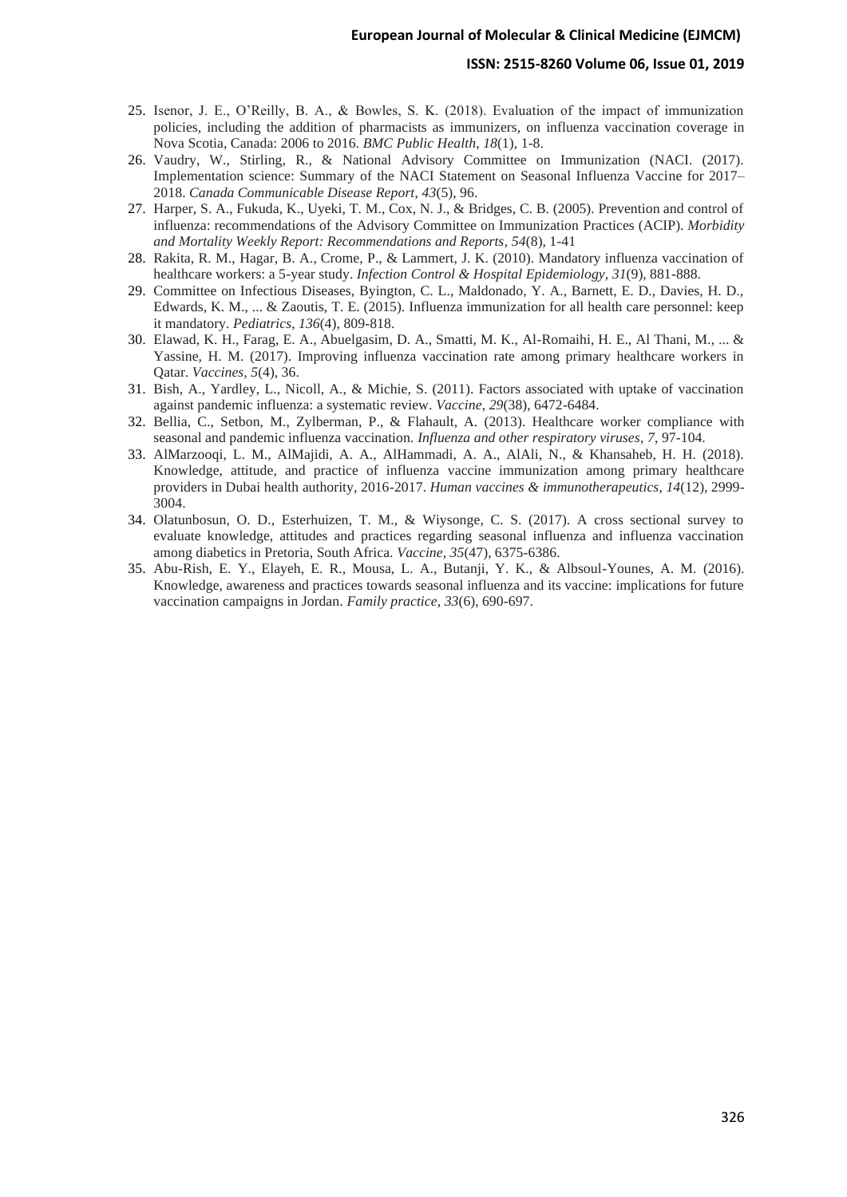25. Isenor, J. E., O'Reilly, B. A., & Bowles, S. K. (2018). Evaluation of the impact of immunization policies, including the addition of pharmacists as immunizers, on influenza vaccination coverage in Nova Scotia, Canada: 2006 to 2016. *BMC Public Health*, *18*(1), 1-8.
26. Vaudry, W., Stirling, R., & National Advisory Committee on Immunization (NACI. (2017). Implementation science: Summary of the NACI Statement on Seasonal Influenza Vaccine for 2017–2018. *Canada Communicable Disease Report*, *43*(5), 96.
27. Harper, S. A., Fukuda, K., Uyeki, T. M., Cox, N. J., & Bridges, C. B. (2005). Prevention and control of influenza: recommendations of the Advisory Committee on Immunization Practices (ACIP). *Morbidity and Mortality Weekly Report: Recommendations and Reports*, *54*(8), 1-41
28. Rakita, R. M., Hagar, B. A., Crome, P., & Lammert, J. K. (2010). Mandatory influenza vaccination of healthcare workers: a 5-year study. *Infection Control & Hospital Epidemiology*, *31*(9), 881-888.
29. Committee on Infectious Diseases, Byington, C. L., Maldonado, Y. A., Barnett, E. D., Davies, H. D., Edwards, K. M., ... & Zaoutis, T. E. (2015). Influenza immunization for all health care personnel: keep it mandatory. *Pediatrics*, *136*(4), 809-818.
30. Elawad, K. H., Farag, E. A., Abuelgasim, D. A., Smatti, M. K., Al-Romaihi, H. E., Al Thani, M., ... & Yassine, H. M. (2017). Improving influenza vaccination rate among primary healthcare workers in Qatar. *Vaccines*, *5*(4), 36.
31. Bish, A., Yardley, L., Nicoll, A., & Michie, S. (2011). Factors associated with uptake of vaccination against pandemic influenza: a systematic review. *Vaccine*, *29*(38), 6472-6484.
32. Bellia, C., Setbon, M., Zylberman, P., & Flahault, A. (2013). Healthcare worker compliance with seasonal and pandemic influenza vaccination. *Influenza and other respiratory viruses*, *7*, 97-104.
33. AlMarzooqi, L. M., AlMajidi, A. A., AlHammadi, A. A., AlAli, N., & Khansaheb, H. H. (2018). Knowledge, attitude, and practice of influenza vaccine immunization among primary healthcare providers in Dubai health authority, 2016-2017. *Human vaccines & immunotherapeutics*, *14*(12), 2999-3004.
34. Olatunbosun, O. D., Esterhuizen, T. M., & Wiysonge, C. S. (2017). A cross sectional survey to evaluate knowledge, attitudes and practices regarding seasonal influenza and influenza vaccination among diabetics in Pretoria, South Africa. *Vaccine*, *35*(47), 6375-6386.
35. Abu-Rish, E. Y., Elayeh, E. R., Mousa, L. A., Butanji, Y. K., & Albsoul-Younes, A. M. (2016). Knowledge, awareness and practices towards seasonal influenza and its vaccine: implications for future vaccination campaigns in Jordan. *Family practice*, *33*(6), 690-697.